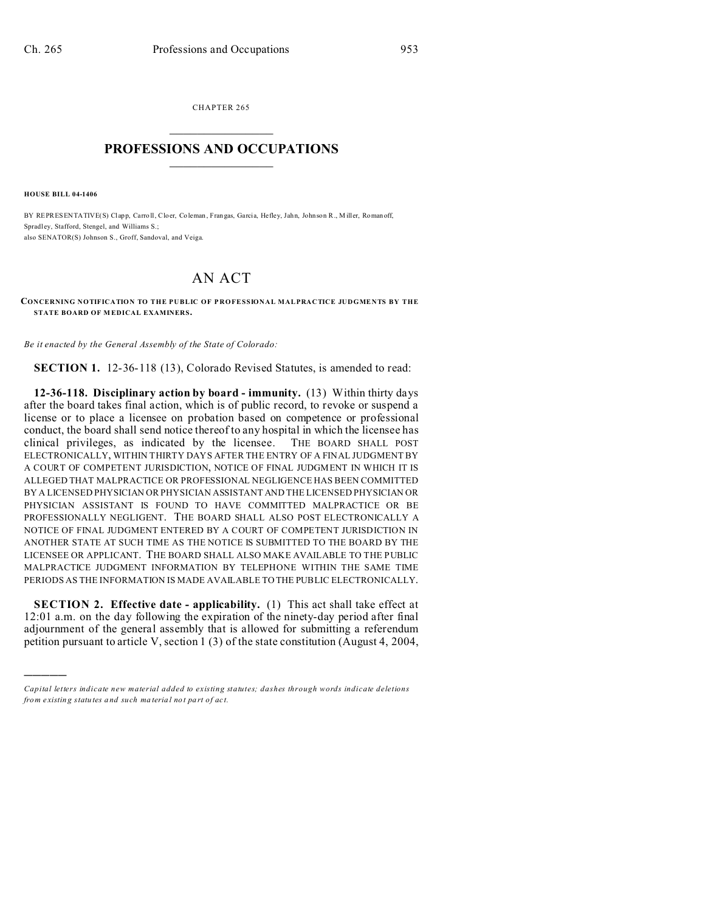CHAPTER 265

# PROFESSIONS AND OCCUPATIONS

**HOUSE BILL 04-1406**

BY REPRESENTATIVE(S) Clapp, Carroll, Cloer, Coleman, Frangas, Garcia, Hefley, Jahn, Johnson R., Miller, Romanoff, Spradley, Stafford, Stengel, and Williams S.;
also SENATOR(S) Johnson S., Groff, Sandoval, and Veiga.

# AN ACT

**CONCERNING NOTIFICATION TO THE PUBLIC OF PROFESSIONAL MALPRACTICE JUDGMENTS BY THE STATE BOARD OF MEDICAL EXAMINERS.**

*Be it enacted by the General Assembly of the State of Colorado:*

**SECTION 1.** 12-36-118 (13), Colorado Revised Statutes, is amended to read:

**12-36-118. Disciplinary action by board - immunity.** (13) Within thirty days after the board takes final action, which is of public record, to revoke or suspend a license or to place a licensee on probation based on competence or professional conduct, the board shall send notice thereof to any hospital in which the licensee has clinical privileges, as indicated by the licensee. THE BOARD SHALL POST ELECTRONICALLY, WITHIN THIRTY DAYS AFTER THE ENTRY OF A FINAL JUDGMENT BY A COURT OF COMPETENT JURISDICTION, NOTICE OF FINAL JUDGMENT IN WHICH IT IS ALLEGED THAT MALPRACTICE OR PROFESSIONAL NEGLIGENCE HAS BEEN COMMITTED BY A LICENSED PHYSICIAN OR PHYSICIAN ASSISTANT AND THE LICENSED PHYSICIAN OR PHYSICIAN ASSISTANT IS FOUND TO HAVE COMMITTED MALPRACTICE OR BE PROFESSIONALLY NEGLIGENT. THE BOARD SHALL ALSO POST ELECTRONICALLY A NOTICE OF FINAL JUDGMENT ENTERED BY A COURT OF COMPETENT JURISDICTION IN ANOTHER STATE AT SUCH TIME AS THE NOTICE IS SUBMITTED TO THE BOARD BY THE LICENSEE OR APPLICANT. THE BOARD SHALL ALSO MAKE AVAILABLE TO THE PUBLIC MALPRACTICE JUDGMENT INFORMATION BY TELEPHONE WITHIN THE SAME TIME PERIODS AS THE INFORMATION IS MADE AVAILABLE TO THE PUBLIC ELECTRONICALLY.

**SECTION 2. Effective date - applicability.** (1) This act shall take effect at 12:01 a.m. on the day following the expiration of the ninety-day period after final adjournment of the general assembly that is allowed for submitting a referendum petition pursuant to article V, section 1 (3) of the state constitution (August 4, 2004,

---

*Capital letters indicate new material added to existing statutes; dashes through words indicate deletions from existing statutes and such material not part of act.*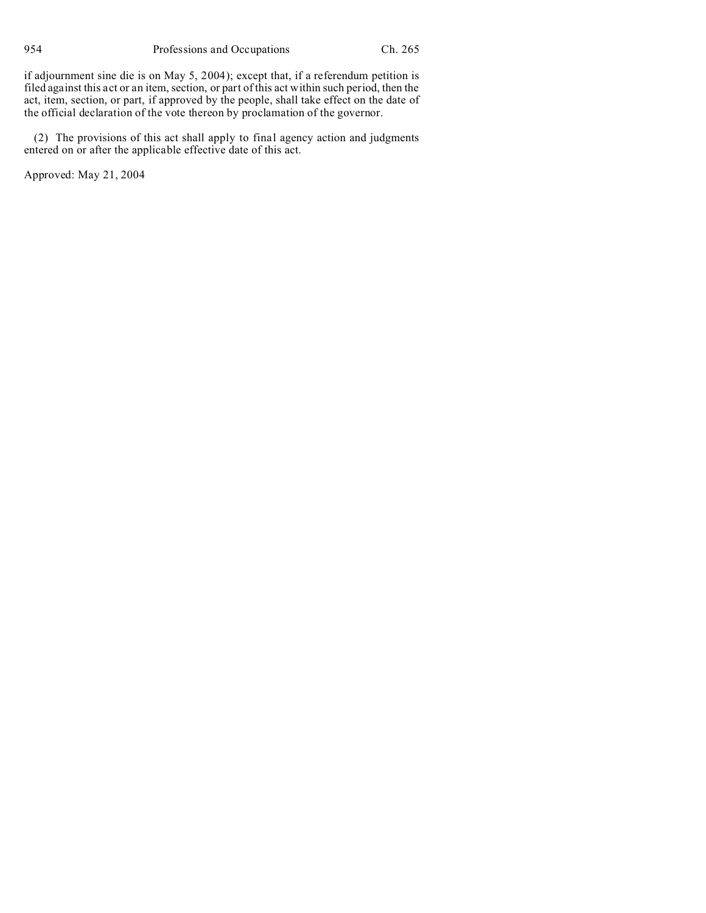if adjournment sine die is on May 5, 2004); except that, if a referendum petition is filed against this act or an item, section, or part of this act within such period, then the act, item, section, or part, if approved by the people, shall take effect on the date of the official declaration of the vote thereon by proclamation of the governor.

(2) The provisions of this act shall apply to final agency action and judgments entered on or after the applicable effective date of this act.

Approved: May 21, 2004